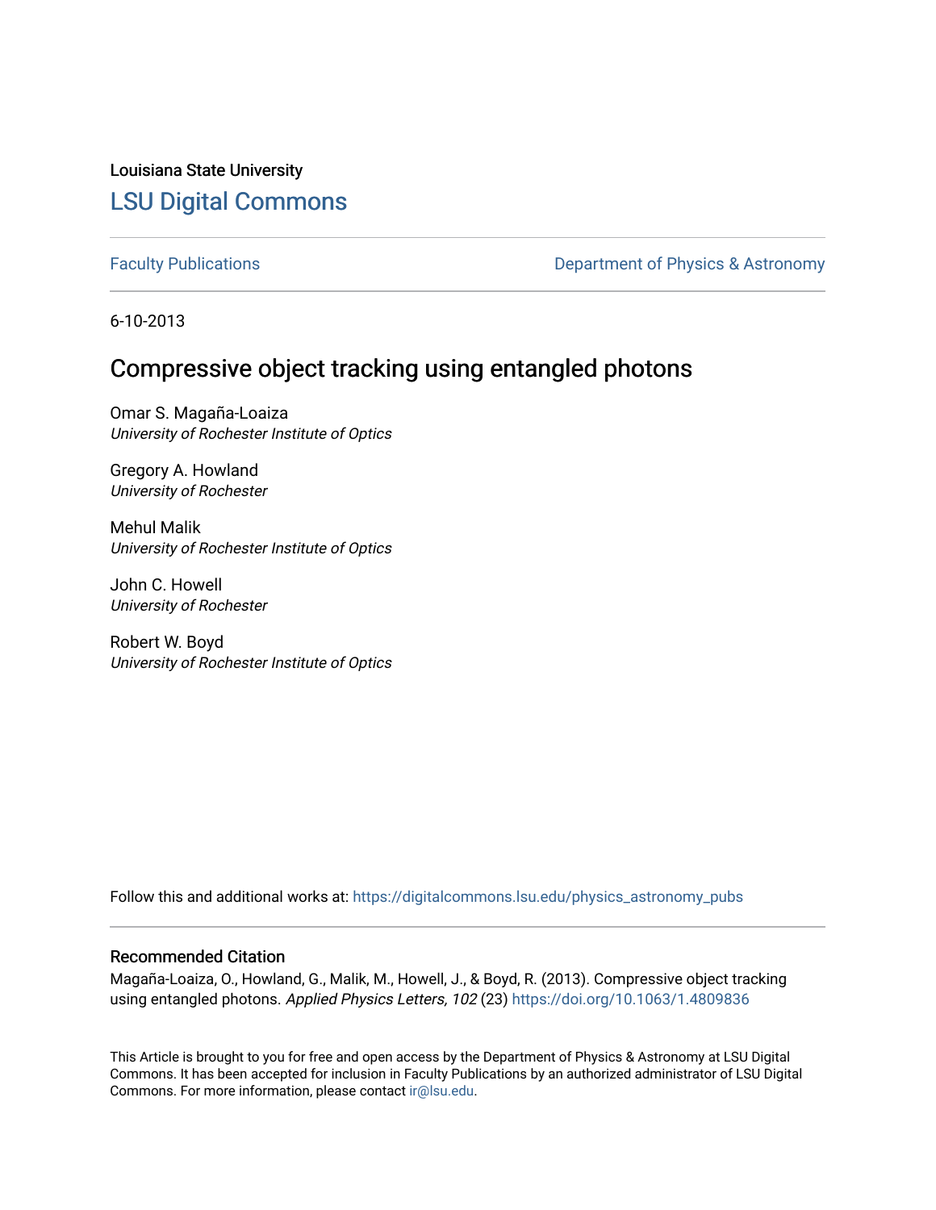Louisiana State University

# LSU Digital Commons

Faculty Publications

Department of Physics & Astronomy

6-10-2013

## Compressive object tracking using entangled photons

Omar S. Magaña-Loaiza
*University of Rochester Institute of Optics*

Gregory A. Howland
*University of Rochester*

Mehul Malik
*University of Rochester Institute of Optics*

John C. Howell
*University of Rochester*

Robert W. Boyd
*University of Rochester Institute of Optics*

Follow this and additional works at: https://digitalcommons.lsu.edu/physics_astronomy_pubs

### Recommended Citation

Magaña-Loaiza, O., Howland, G., Malik, M., Howell, J., & Boyd, R. (2013). Compressive object tracking using entangled photons. *Applied Physics Letters, 102* (23) https://doi.org/10.1063/1.4809836

This Article is brought to you for free and open access by the Department of Physics & Astronomy at LSU Digital Commons. It has been accepted for inclusion in Faculty Publications by an authorized administrator of LSU Digital Commons. For more information, please contact ir@lsu.edu.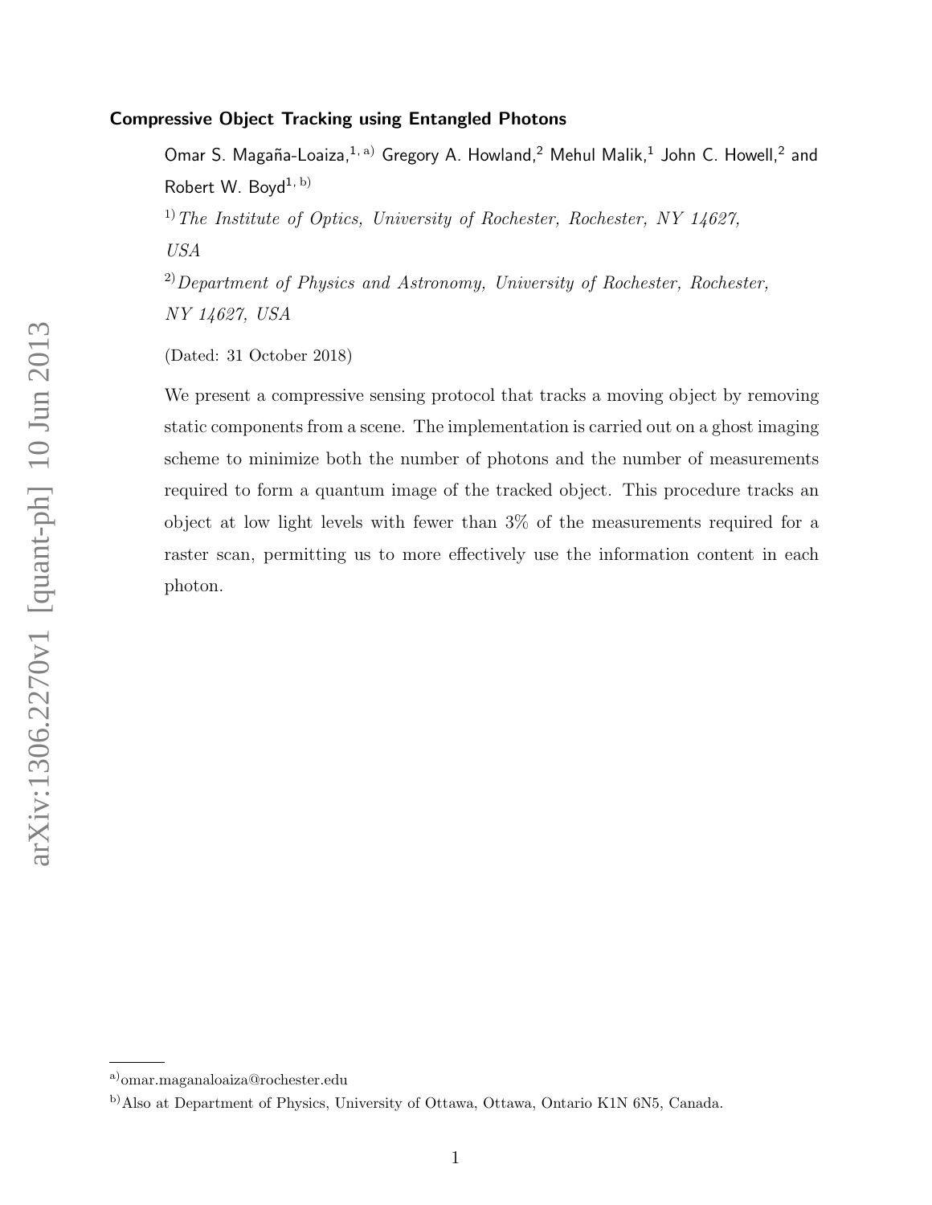**Compressive Object Tracking using Entangled Photons**

Omar S. Magaña-Loaiza,[1, a)] Gregory A. Howland,[2] Mehul Malik,[1] John C. Howell,[2] and Robert W. Boyd[1, b)]

[1)] *The Institute of Optics, University of Rochester, Rochester, NY 14627, USA*

[2)] *Department of Physics and Astronomy, University of Rochester, Rochester, NY 14627, USA*

(Dated: 31 October 2018)

We present a compressive sensing protocol that tracks a moving object by removing static components from a scene. The implementation is carried out on a ghost imaging scheme to minimize both the number of photons and the number of measurements required to form a quantum image of the tracked object. This procedure tracks an object at low light levels with fewer than 3% of the measurements required for a raster scan, permitting us to more effectively use the information content in each photon.

[a)] omar.maganaloaiza@rochester.edu

[b)] Also at Department of Physics, University of Ottawa, Ottawa, Ontario K1N 6N5, Canada.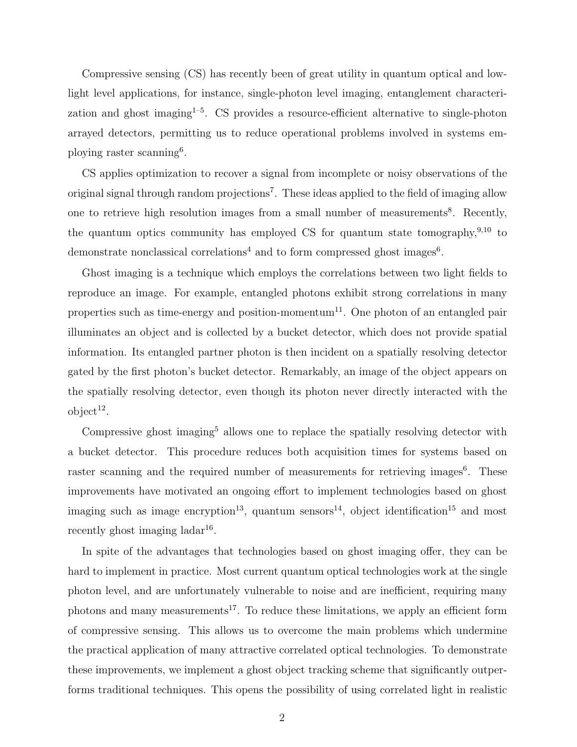Compressive sensing (CS) has recently been of great utility in quantum optical and low-light level applications, for instance, single-photon level imaging, entanglement characterization and ghost imaging[1–5]. CS provides a resource-efficient alternative to single-photon arrayed detectors, permitting us to reduce operational problems involved in systems employing raster scanning[6].

CS applies optimization to recover a signal from incomplete or noisy observations of the original signal through random projections[7]. These ideas applied to the field of imaging allow one to retrieve high resolution images from a small number of measurements[8]. Recently, the quantum optics community has employed CS for quantum state tomography,[9,10] to demonstrate nonclassical correlations[4] and to form compressed ghost images[6].

Ghost imaging is a technique which employs the correlations between two light fields to reproduce an image. For example, entangled photons exhibit strong correlations in many properties such as time-energy and position-momentum[11]. One photon of an entangled pair illuminates an object and is collected by a bucket detector, which does not provide spatial information. Its entangled partner photon is then incident on a spatially resolving detector gated by the first photon's bucket detector. Remarkably, an image of the object appears on the spatially resolving detector, even though its photon never directly interacted with the object[12].

Compressive ghost imaging[5] allows one to replace the spatially resolving detector with a bucket detector. This procedure reduces both acquisition times for systems based on raster scanning and the required number of measurements for retrieving images[6]. These improvements have motivated an ongoing effort to implement technologies based on ghost imaging such as image encryption[13], quantum sensors[14], object identification[15] and most recently ghost imaging ladar[16].

In spite of the advantages that technologies based on ghost imaging offer, they can be hard to implement in practice. Most current quantum optical technologies work at the single photon level, and are unfortunately vulnerable to noise and are inefficient, requiring many photons and many measurements[17]. To reduce these limitations, we apply an efficient form of compressive sensing. This allows us to overcome the main problems which undermine the practical application of many attractive correlated optical technologies. To demonstrate these improvements, we implement a ghost object tracking scheme that significantly outperforms traditional techniques. This opens the possibility of using correlated light in realistic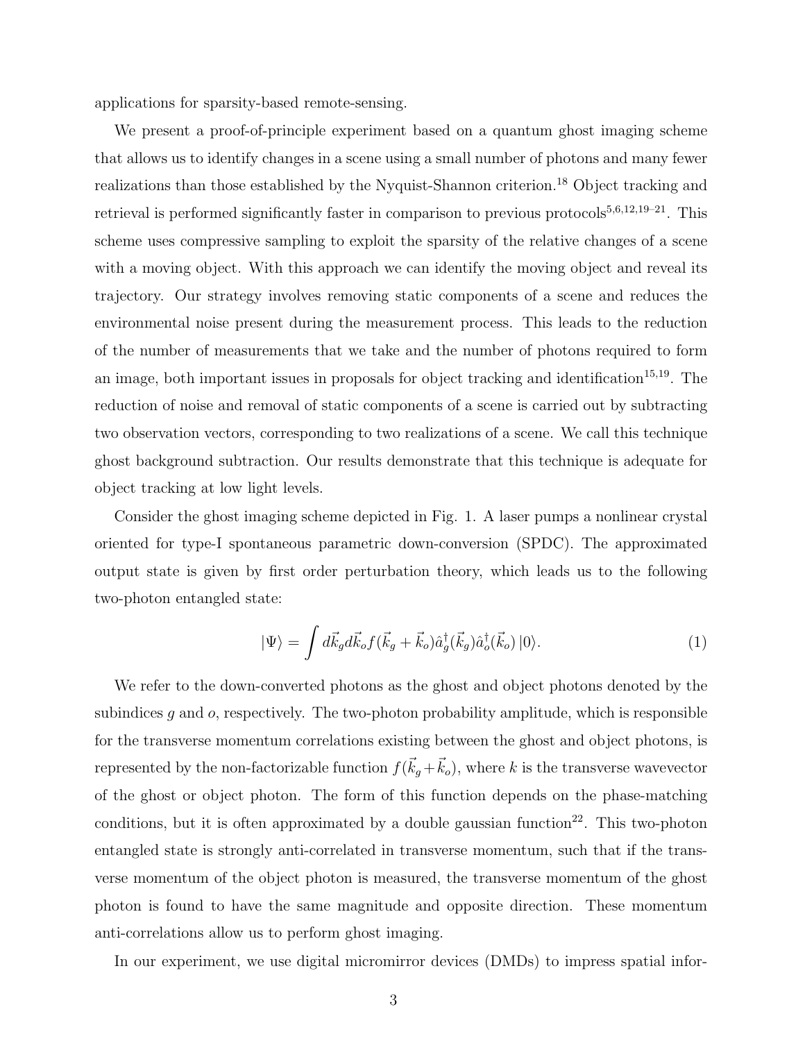applications for sparsity-based remote-sensing.

We present a proof-of-principle experiment based on a quantum ghost imaging scheme that allows us to identify changes in a scene using a small number of photons and many fewer realizations than those established by the Nyquist-Shannon criterion.[18] Object tracking and retrieval is performed significantly faster in comparison to previous protocols[5,6,12,19–21]. This scheme uses compressive sampling to exploit the sparsity of the relative changes of a scene with a moving object. With this approach we can identify the moving object and reveal its trajectory. Our strategy involves removing static components of a scene and reduces the environmental noise present during the measurement process. This leads to the reduction of the number of measurements that we take and the number of photons required to form an image, both important issues in proposals for object tracking and identification[15,19]. The reduction of noise and removal of static components of a scene is carried out by subtracting two observation vectors, corresponding to two realizations of a scene. We call this technique ghost background subtraction. Our results demonstrate that this technique is adequate for object tracking at low light levels.

Consider the ghost imaging scheme depicted in Fig. 1. A laser pumps a nonlinear crystal oriented for type-I spontaneous parametric down-conversion (SPDC). The approximated output state is given by first order perturbation theory, which leads us to the following two-photon entangled state:

$$|\Psi\rangle = \int d\vec{k}_g d\vec{k}_o f(\vec{k}_g + \vec{k}_o)\hat{a}_g^\dagger(\vec{k}_g)\hat{a}_o^\dagger(\vec{k}_o)\,|0\rangle. \tag{1}$$

We refer to the down-converted photons as the ghost and object photons denoted by the subindices $g$ and $o$, respectively. The two-photon probability amplitude, which is responsible for the transverse momentum correlations existing between the ghost and object photons, is represented by the non-factorizable function $f(\vec{k}_g + \vec{k}_o)$, where $k$ is the transverse wavevector of the ghost or object photon. The form of this function depends on the phase-matching conditions, but it is often approximated by a double gaussian function[22]. This two-photon entangled state is strongly anti-correlated in transverse momentum, such that if the transverse momentum of the object photon is measured, the transverse momentum of the ghost photon is found to have the same magnitude and opposite direction. These momentum anti-correlations allow us to perform ghost imaging.

In our experiment, we use digital micromirror devices (DMDs) to impress spatial infor-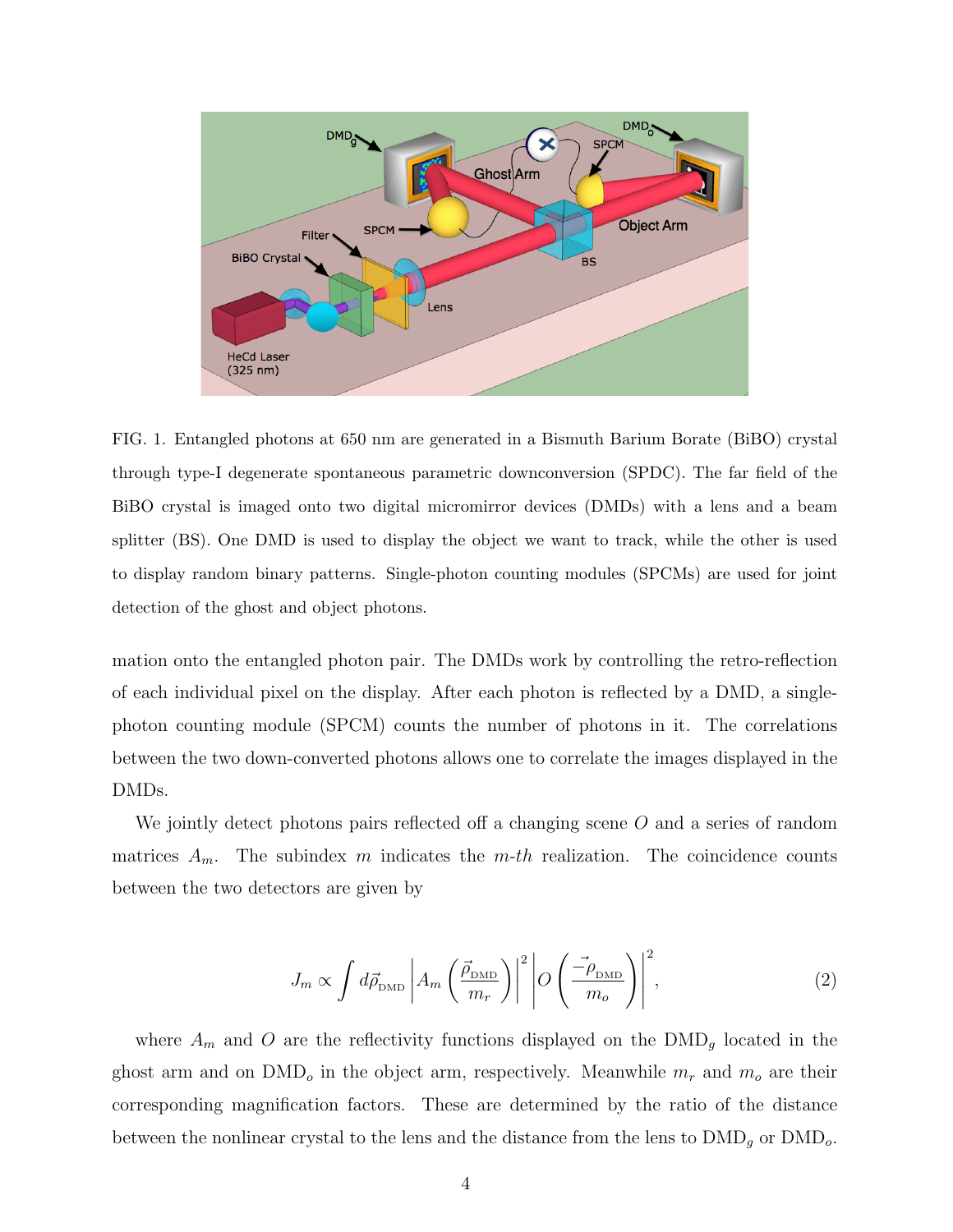FIG. 1. Entangled photons at 650 nm are generated in a Bismuth Barium Borate (BiBO) crystal through type-I degenerate spontaneous parametric downconversion (SPDC). The far field of the BiBO crystal is imaged onto two digital micromirror devices (DMDs) with a lens and a beam splitter (BS). One DMD is used to display the object we want to track, while the other is used to display random binary patterns. Single-photon counting modules (SPCMs) are used for joint detection of the ghost and object photons.

mation onto the entangled photon pair. The DMDs work by controlling the retro-reflection of each individual pixel on the display. After each photon is reflected by a DMD, a single-photon counting module (SPCM) counts the number of photons in it. The correlations between the two down-converted photons allows one to correlate the images displayed in the DMDs.

We jointly detect photons pairs reflected off a changing scene $O$ and a series of random matrices $A_m$. The subindex $m$ indicates the $m$-*th* realization. The coincidence counts between the two detectors are given by

$$J_m \propto \int d\vec{\rho}_{\text{DMD}} \left| A_m \left( \frac{\vec{\rho}_{\text{DMD}}}{m_r} \right) \right|^2 \left| O \left( \frac{-\vec{\rho}_{\text{DMD}}}{m_o} \right) \right|^2, \tag{2}$$

where $A_m$ and $O$ are the reflectivity functions displayed on the $\text{DMD}_g$ located in the ghost arm and on $\text{DMD}_o$ in the object arm, respectively. Meanwhile $m_r$ and $m_o$ are their corresponding magnification factors. These are determined by the ratio of the distance between the nonlinear crystal to the lens and the distance from the lens to $\text{DMD}_g$ or $\text{DMD}_o$.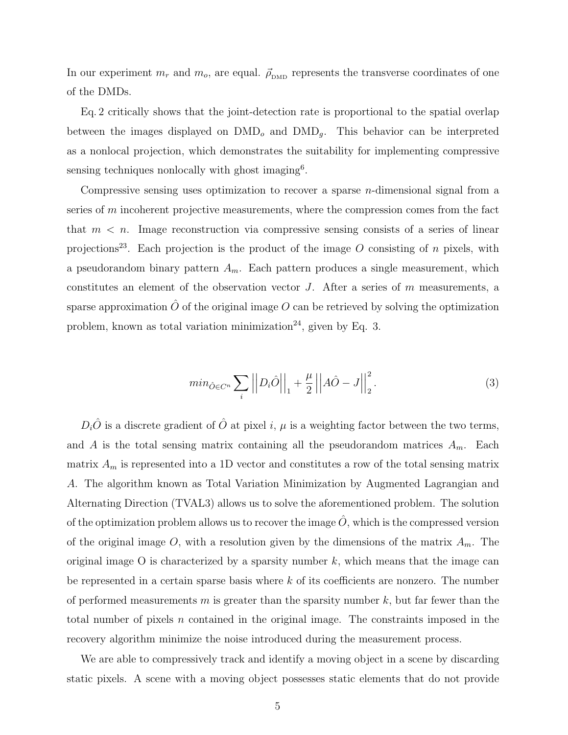In our experiment $m_r$ and $m_o$, are equal. $\vec{\rho}_{\text{DMD}}$ represents the transverse coordinates of one of the DMDs.

Eq. 2 critically shows that the joint-detection rate is proportional to the spatial overlap between the images displayed on $\text{DMD}_o$ and $\text{DMD}_g$. This behavior can be interpreted as a nonlocal projection, which demonstrates the suitability for implementing compressive sensing techniques nonlocally with ghost imaging[6].

Compressive sensing uses optimization to recover a sparse $n$-dimensional signal from a series of $m$ incoherent projective measurements, where the compression comes from the fact that $m < n$. Image reconstruction via compressive sensing consists of a series of linear projections[23]. Each projection is the product of the image $O$ consisting of $n$ pixels, with a pseudorandom binary pattern $A_m$. Each pattern produces a single measurement, which constitutes an element of the observation vector $J$. After a series of $m$ measurements, a sparse approximation $\hat{O}$ of the original image $O$ can be retrieved by solving the optimization problem, known as total variation minimization[24], given by Eq. 3.

$$
min_{\hat{O} \in C^n} \sum_i \left|\left| D_i \hat{O} \right|\right|_1 + \frac{\mu}{2} \left|\left| A\hat{O} - J \right|\right|_2^2 . \tag{3}
$$

$D_i \hat{O}$ is a discrete gradient of $\hat{O}$ at pixel $i$, $\mu$ is a weighting factor between the two terms, and $A$ is the total sensing matrix containing all the pseudorandom matrices $A_m$. Each matrix $A_m$ is represented into a 1D vector and constitutes a row of the total sensing matrix $A$. The algorithm known as Total Variation Minimization by Augmented Lagrangian and Alternating Direction (TVAL3) allows us to solve the aforementioned problem. The solution of the optimization problem allows us to recover the image $\hat{O}$, which is the compressed version of the original image $O$, with a resolution given by the dimensions of the matrix $A_m$. The original image O is characterized by a sparsity number $k$, which means that the image can be represented in a certain sparse basis where $k$ of its coefficients are nonzero. The number of performed measurements $m$ is greater than the sparsity number $k$, but far fewer than the total number of pixels $n$ contained in the original image. The constraints imposed in the recovery algorithm minimize the noise introduced during the measurement process.

We are able to compressively track and identify a moving object in a scene by discarding static pixels. A scene with a moving object possesses static elements that do not provide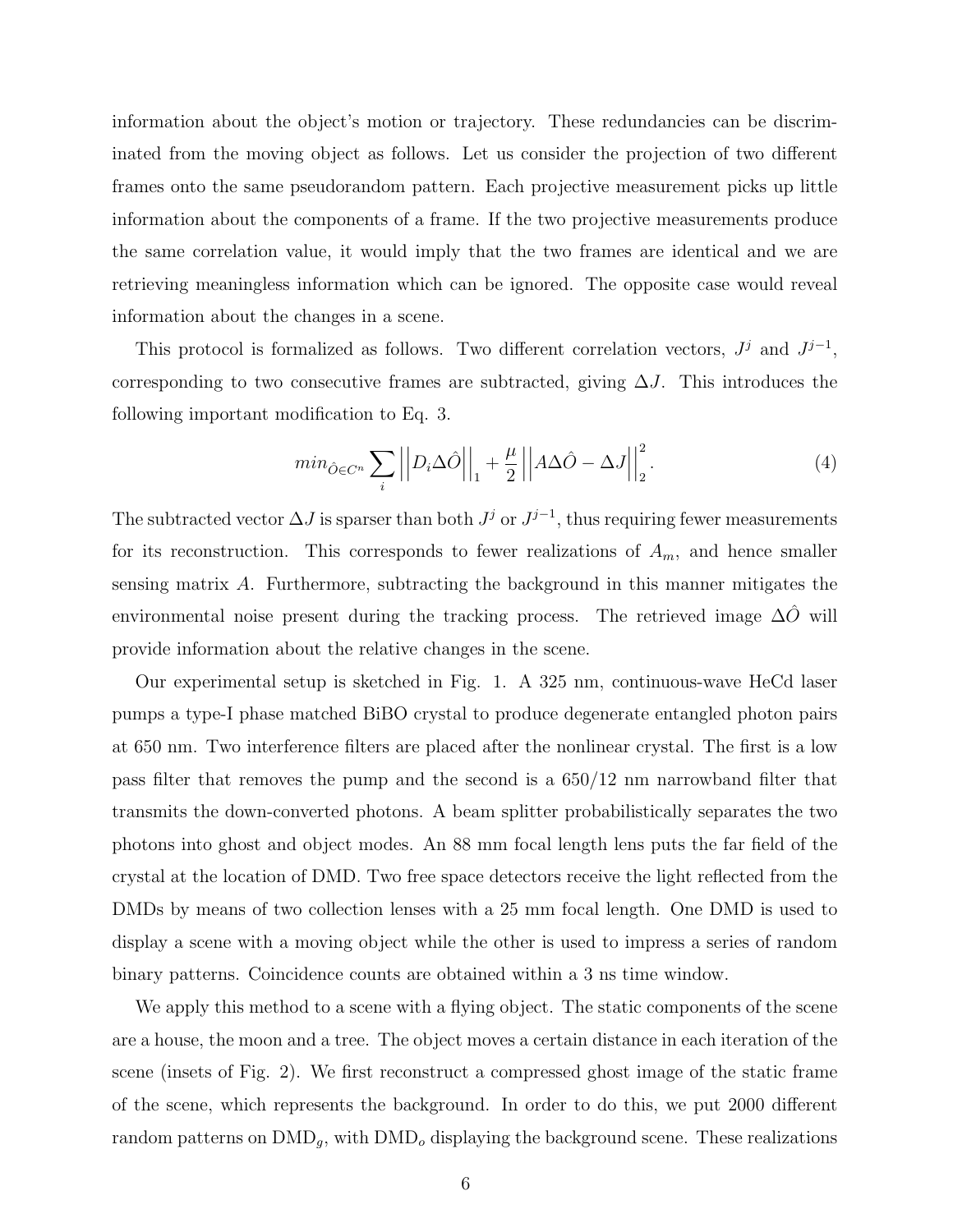information about the object's motion or trajectory. These redundancies can be discriminated from the moving object as follows. Let us consider the projection of two different frames onto the same pseudorandom pattern. Each projective measurement picks up little information about the components of a frame. If the two projective measurements produce the same correlation value, it would imply that the two frames are identical and we are retrieving meaningless information which can be ignored. The opposite case would reveal information about the changes in a scene.

This protocol is formalized as follows. Two different correlation vectors, $J^j$ and $J^{j-1}$, corresponding to two consecutive frames are subtracted, giving $\Delta J$. This introduces the following important modification to Eq. 3.

$$min_{\hat{O}\in C^n} \sum_i \left|\left|D_i \Delta\hat{O}\right|\right|_1 + \frac{\mu}{2}\left|\left|A\Delta\hat{O} - \Delta J\right|\right|_2^2. \tag{4}$$

The subtracted vector $\Delta J$ is sparser than both $J^j$ or $J^{j-1}$, thus requiring fewer measurements for its reconstruction. This corresponds to fewer realizations of $A_m$, and hence smaller sensing matrix $A$. Furthermore, subtracting the background in this manner mitigates the environmental noise present during the tracking process. The retrieved image $\Delta\hat{O}$ will provide information about the relative changes in the scene.

Our experimental setup is sketched in Fig. 1. A 325 nm, continuous-wave HeCd laser pumps a type-I phase matched BiBO crystal to produce degenerate entangled photon pairs at 650 nm. Two interference filters are placed after the nonlinear crystal. The first is a low pass filter that removes the pump and the second is a 650/12 nm narrowband filter that transmits the down-converted photons. A beam splitter probabilistically separates the two photons into ghost and object modes. An 88 mm focal length lens puts the far field of the crystal at the location of DMD. Two free space detectors receive the light reflected from the DMDs by means of two collection lenses with a 25 mm focal length. One DMD is used to display a scene with a moving object while the other is used to impress a series of random binary patterns. Coincidence counts are obtained within a 3 ns time window.

We apply this method to a scene with a flying object. The static components of the scene are a house, the moon and a tree. The object moves a certain distance in each iteration of the scene (insets of Fig. 2). We first reconstruct a compressed ghost image of the static frame of the scene, which represents the background. In order to do this, we put 2000 different random patterns on $\text{DMD}_g$, with $\text{DMD}_o$ displaying the background scene. These realizations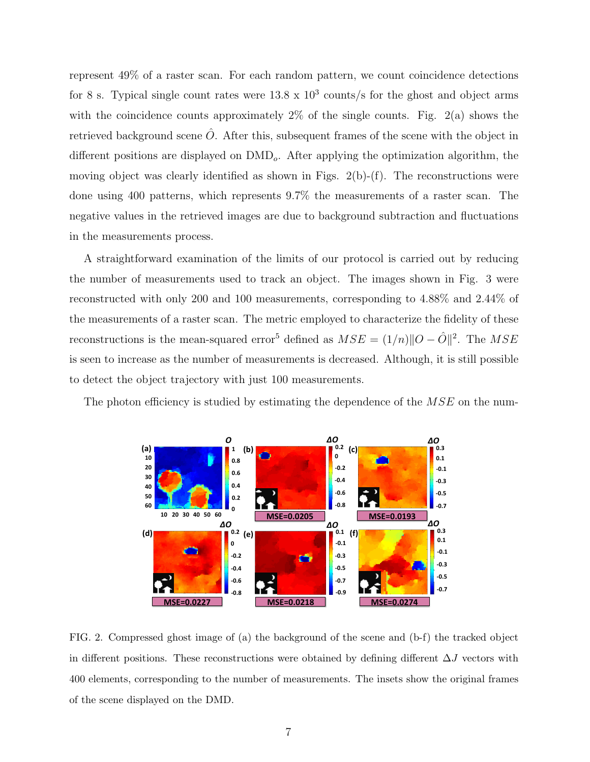represent 49% of a raster scan. For each random pattern, we count coincidence detections for 8 s. Typical single count rates were 13.8 x $10^3$ counts/s for the ghost and object arms with the coincidence counts approximately 2% of the single counts. Fig. 2(a) shows the retrieved background scene $\hat{O}$. After this, subsequent frames of the scene with the object in different positions are displayed on $\text{DMD}_o$. After applying the optimization algorithm, the moving object was clearly identified as shown in Figs. 2(b)-(f). The reconstructions were done using 400 patterns, which represents 9.7% the measurements of a raster scan. The negative values in the retrieved images are due to background subtraction and fluctuations in the measurements process.

A straightforward examination of the limits of our protocol is carried out by reducing the number of measurements used to track an object. The images shown in Fig. 3 were reconstructed with only 200 and 100 measurements, corresponding to 4.88% and 2.44% of the measurements of a raster scan. The metric employed to characterize the fidelity of these reconstructions is the mean-squared error[5] defined as $MSE = (1/n)\|O - \hat{O}\|^2$. The $MSE$ is seen to increase as the number of measurements is decreased. Although, it is still possible to detect the object trajectory with just 100 measurements.

The photon efficiency is studied by estimating the dependence of the $MSE$ on the num-

FIG. 2. Compressed ghost image of (a) the background of the scene and (b-f) the tracked object in different positions. These reconstructions were obtained by defining different $\Delta J$ vectors with 400 elements, corresponding to the number of measurements. The insets show the original frames of the scene displayed on the DMD.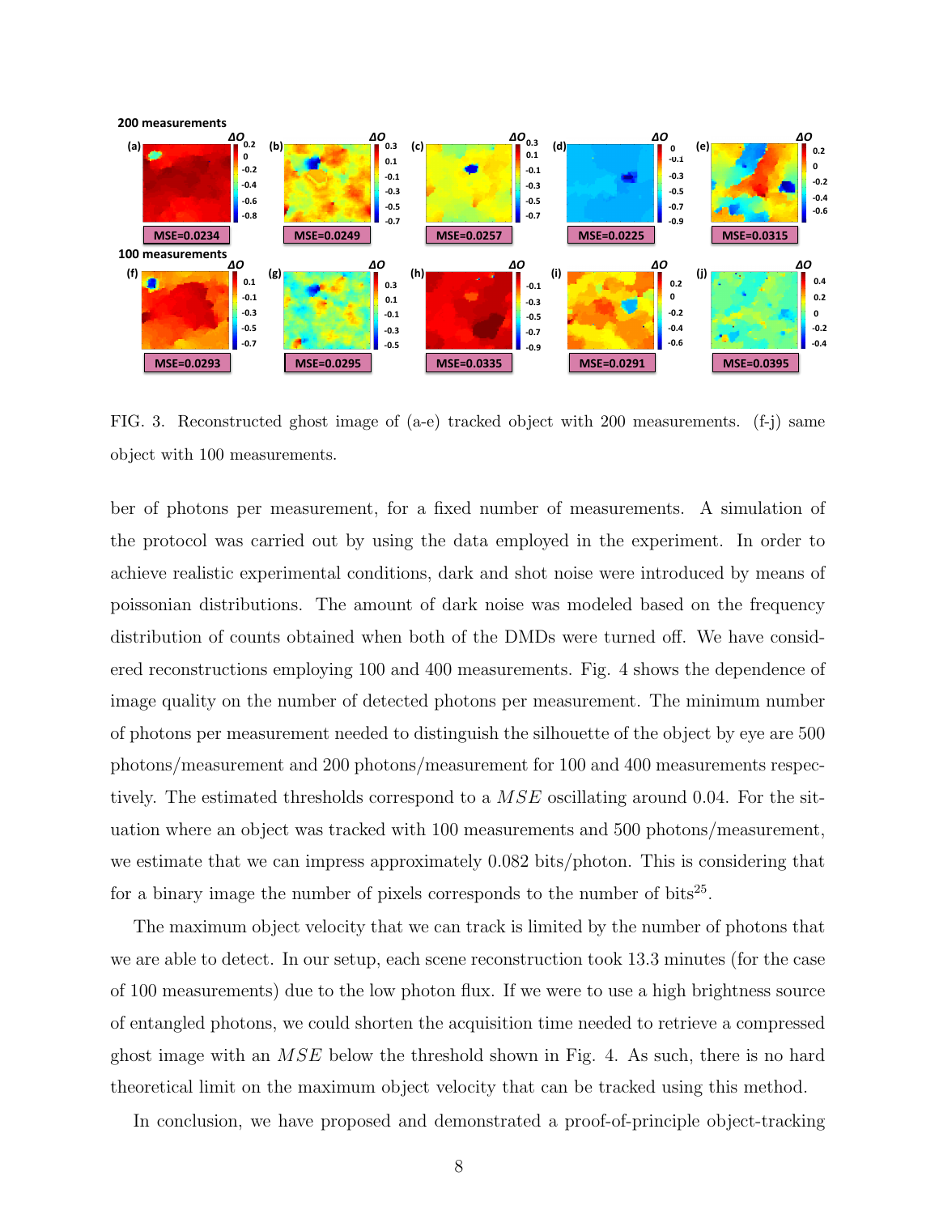FIG. 3. Reconstructed ghost image of (a-e) tracked object with 200 measurements. (f-j) same object with 100 measurements.

ber of photons per measurement, for a fixed number of measurements. A simulation of the protocol was carried out by using the data employed in the experiment. In order to achieve realistic experimental conditions, dark and shot noise were introduced by means of poissonian distributions. The amount of dark noise was modeled based on the frequency distribution of counts obtained when both of the DMDs were turned off. We have considered reconstructions employing 100 and 400 measurements. Fig. 4 shows the dependence of image quality on the number of detected photons per measurement. The minimum number of photons per measurement needed to distinguish the silhouette of the object by eye are 500 photons/measurement and 200 photons/measurement for 100 and 400 measurements respectively. The estimated thresholds correspond to a $MSE$ oscillating around 0.04. For the situation where an object was tracked with 100 measurements and 500 photons/measurement, we estimate that we can impress approximately 0.082 bits/photon. This is considering that for a binary image the number of pixels corresponds to the number of bits[25].

The maximum object velocity that we can track is limited by the number of photons that we are able to detect. In our setup, each scene reconstruction took 13.3 minutes (for the case of 100 measurements) due to the low photon flux. If we were to use a high brightness source of entangled photons, we could shorten the acquisition time needed to retrieve a compressed ghost image with an $MSE$ below the threshold shown in Fig. 4. As such, there is no hard theoretical limit on the maximum object velocity that can be tracked using this method.

In conclusion, we have proposed and demonstrated a proof-of-principle object-tracking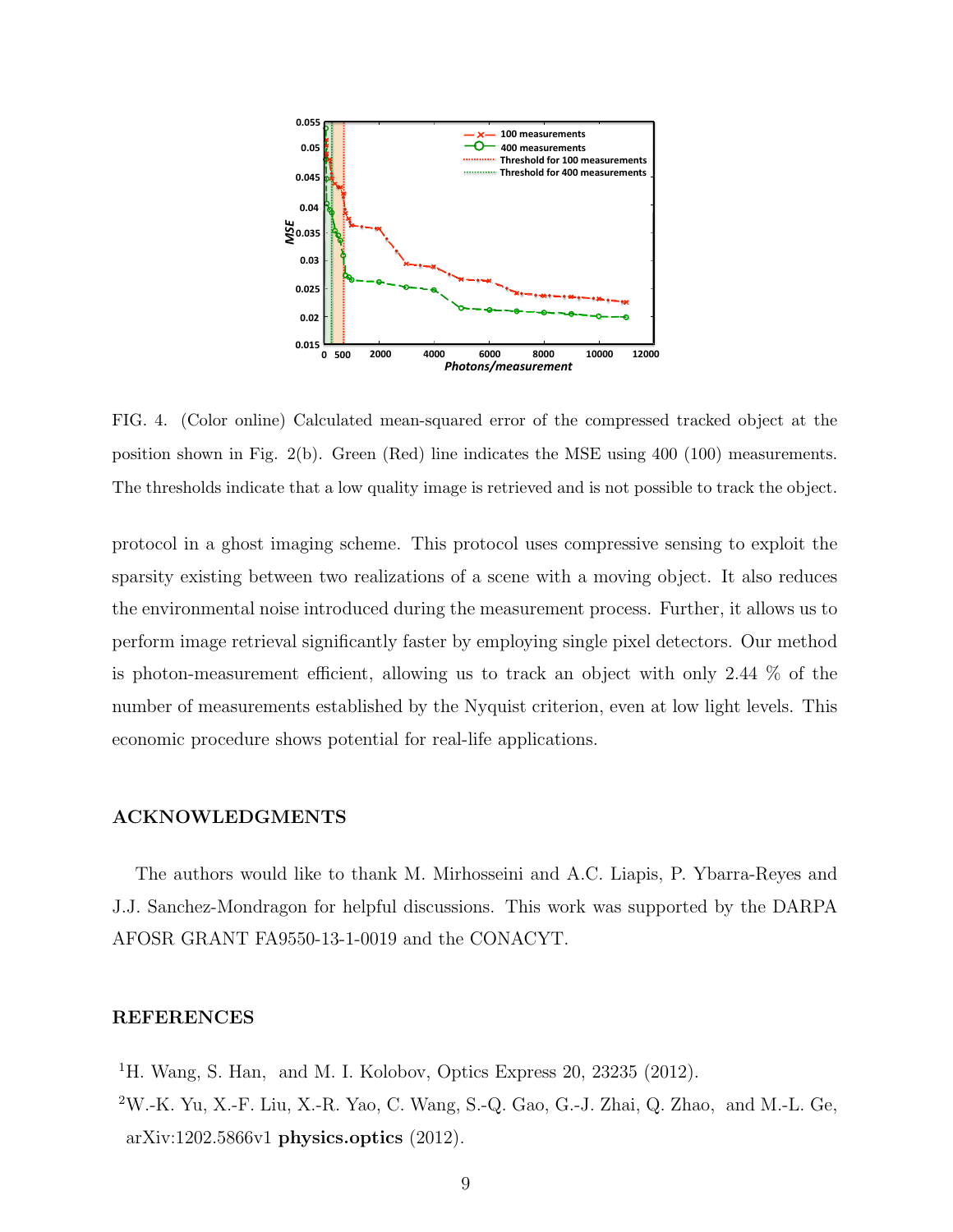FIG. 4. (Color online) Calculated mean-squared error of the compressed tracked object at the position shown in Fig. 2(b). Green (Red) line indicates the MSE using 400 (100) measurements. The thresholds indicate that a low quality image is retrieved and is not possible to track the object.

protocol in a ghost imaging scheme. This protocol uses compressive sensing to exploit the sparsity existing between two realizations of a scene with a moving object. It also reduces the environmental noise introduced during the measurement process. Further, it allows us to perform image retrieval significantly faster by employing single pixel detectors. Our method is photon-measurement efficient, allowing us to track an object with only 2.44 % of the number of measurements established by the Nyquist criterion, even at low light levels. This economic procedure shows potential for real-life applications.

## ACKNOWLEDGMENTS

The authors would like to thank M. Mirhosseini and A.C. Liapis, P. Ybarra-Reyes and J.J. Sanchez-Mondragon for helpful discussions. This work was supported by the DARPA AFOSR GRANT FA9550-13-1-0019 and the CONACYT.

## REFERENCES

[1] H. Wang, S. Han, and M. I. Kolobov, Optics Express 20, 23235 (2012).

[2] W.-K. Yu, X.-F. Liu, X.-R. Yao, C. Wang, S.-Q. Gao, G.-J. Zhai, Q. Zhao, and M.-L. Ge, arXiv:1202.5866v1 **physics.optics** (2012).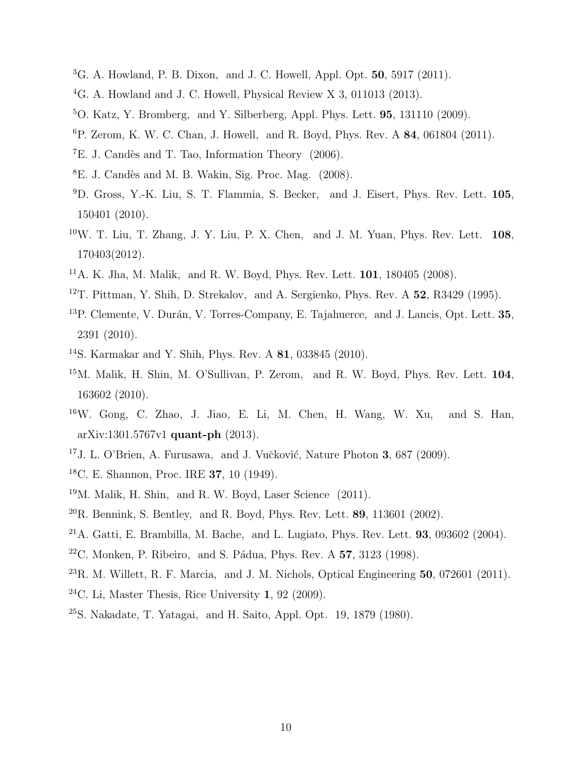[3] G. A. Howland, P. B. Dixon, and J. C. Howell, Appl. Opt. **50**, 5917 (2011).

[4] G. A. Howland and J. C. Howell, Physical Review X 3, 011013 (2013).

[5] O. Katz, Y. Bromberg, and Y. Silberberg, Appl. Phys. Lett. **95**, 131110 (2009).

[6] P. Zerom, K. W. C. Chan, J. Howell, and R. Boyd, Phys. Rev. A **84**, 061804 (2011).

[7] E. J. Candès and T. Tao, Information Theory (2006).

[8] E. J. Candès and M. B. Wakin, Sig. Proc. Mag. (2008).

[9] D. Gross, Y.-K. Liu, S. T. Flammia, S. Becker, and J. Eisert, Phys. Rev. Lett. **105**, 150401 (2010).

[10] W. T. Liu, T. Zhang, J. Y. Liu, P. X. Chen, and J. M. Yuan, Phys. Rev. Lett. **108**, 170403(2012).

[11] A. K. Jha, M. Malik, and R. W. Boyd, Phys. Rev. Lett. **101**, 180405 (2008).

[12] T. Pittman, Y. Shih, D. Strekalov, and A. Sergienko, Phys. Rev. A **52**, R3429 (1995).

[13] P. Clemente, V. Durán, V. Torres-Company, E. Tajahuerce, and J. Lancis, Opt. Lett. **35**, 2391 (2010).

[14] S. Karmakar and Y. Shih, Phys. Rev. A **81**, 033845 (2010).

[15] M. Malik, H. Shin, M. O'Sullivan, P. Zerom, and R. W. Boyd, Phys. Rev. Lett. **104**, 163602 (2010).

[16] W. Gong, C. Zhao, J. Jiao, E. Li, M. Chen, H. Wang, W. Xu, and S. Han, arXiv:1301.5767v1 **quant-ph** (2013).

[17] J. L. O'Brien, A. Furusawa, and J. Vučković, Nature Photon **3**, 687 (2009).

[18] C. E. Shannon, Proc. IRE **37**, 10 (1949).

[19] M. Malik, H. Shin, and R. W. Boyd, Laser Science (2011).

[20] R. Bennink, S. Bentley, and R. Boyd, Phys. Rev. Lett. **89**, 113601 (2002).

[21] A. Gatti, E. Brambilla, M. Bache, and L. Lugiato, Phys. Rev. Lett. **93**, 093602 (2004).

[22] C. Monken, P. Ribeiro, and S. Pádua, Phys. Rev. A **57**, 3123 (1998).

[23] R. M. Willett, R. F. Marcia, and J. M. Nichols, Optical Engineering **50**, 072601 (2011).

[24] C. Li, Master Thesis, Rice University **1**, 92 (2009).

[25] S. Nakadate, T. Yatagai, and H. Saito, Appl. Opt. 19, 1879 (1980).